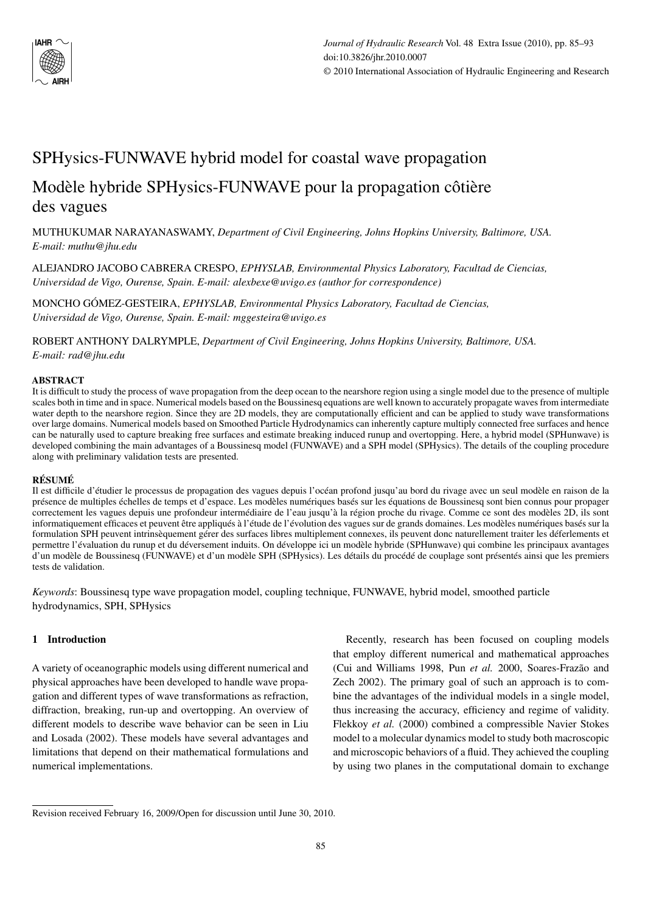# SPHysics-FUNWAVE hybrid model for coastal wave propagation

# Modèle hybride SPHysics-FUNWAVE pour la propagation côtière des vagues

MUTHUKUMAR NARAYANASWAMY, *Department of Civil Engineering, Johns Hopkins University, Baltimore, USA. E-mail: muthu@jhu.edu*

ALEJANDRO JACOBO CABRERA CRESPO, *EPHYSLAB, Environmental Physics Laboratory, Facultad de Ciencias, Universidad de Vigo, Ourense, Spain. E-mail: alexbexe@uvigo.es (author for correspondence)*

MONCHO GÓMEZ-GESTEIRA, *EPHYSLAB, Environmental Physics Laboratory, Facultad de Ciencias, Universidad de Vigo, Ourense, Spain. E-mail: mggesteira@uvigo.es*

ROBERT ANTHONY DALRYMPLE, *Department of Civil Engineering, Johns Hopkins University, Baltimore, USA. E-mail: rad@jhu.edu*

## ABSTRACT

It is difficult to study the process of wave propagation from the deep ocean to the nearshore region using a single model due to the presence of multiple scales both in time and in space. Numerical models based on the Boussinesq equations are well known to accurately propagate waves from intermediate water depth to the nearshore region. Since they are 2D models, they are computationally efficient and can be applied to study wave transformations over large domains. Numerical models based on Smoothed Particle Hydrodynamics can inherently capture multiply connected free surfaces and hence can be naturally used to capture breaking free surfaces and estimate breaking induced runup and overtopping. Here, a hybrid model (SPHunwave) is developed combining the main advantages of a Boussinesq model (FUNWAVE) and a SPH model (SPHysics). The details of the coupling procedure along with preliminary validation tests are presented.

## RÉSUMÉ

Il est difficile d'étudier le processus de propagation des vagues depuis l'océan profond jusqu'au bord du rivage avec un seul modèle en raison de la présence de multiples échelles de temps et d'espace. Les modèles numériques basés sur les équations de Boussinesq sont bien connus pour propager correctement les vagues depuis une profondeur intermédiaire de l'eau jusqu'à la région proche du rivage. Comme ce sont des modèles 2D, ils sont informatiquement efficaces et peuvent être appliqués à l'étude de l'évolution des vagues sur de grands domaines. Les modèles numériques basés sur la formulation SPH peuvent intrinsèquement gérer des surfaces libres multiplement connexes, ils peuvent donc naturellement traiter les déferlements et permettre l'évaluation du runup et du déversement induits. On développe ici un modèle hybride (SPHunwave) qui combine les principaux avantages d'un modèle de Boussinesq (FUNWAVE) et d'un modèle SPH (SPHysics). Les détails du procédé de couplage sont présentés ainsi que les premiers tests de validation.

*Keywords*: Boussinesq type wave propagation model, coupling technique, FUNWAVE, hybrid model, smoothed particle hydrodynamics, SPH, SPHysics

## 1 Introduction

A variety of oceanographic models using different numerical and physical approaches have been developed to handle wave propagation and different types of wave transformations as refraction, diffraction, breaking, run-up and overtopping. An overview of different models to describe wave behavior can be seen in Liu and Losada (2002). These models have several advantages and limitations that depend on their mathematical formulations and numerical implementations.

Recently, research has been focused on coupling models that employ different numerical and mathematical approaches (Cui and Williams 1998, Pun *et al.* 2000, Soares-Frazão and Zech 2002). The primary goal of such an approach is to combine the advantages of the individual models in a single model, thus increasing the accuracy, efficiency and regime of validity. Flekkoy *et al.* (2000) combined a compressible Navier Stokes model to a molecular dynamics model to study both macroscopic and microscopic behaviors of a fluid. They achieved the coupling by using two planes in the computational domain to exchange

Revision received February 16, 2009/Open for discussion until June 30, 2010.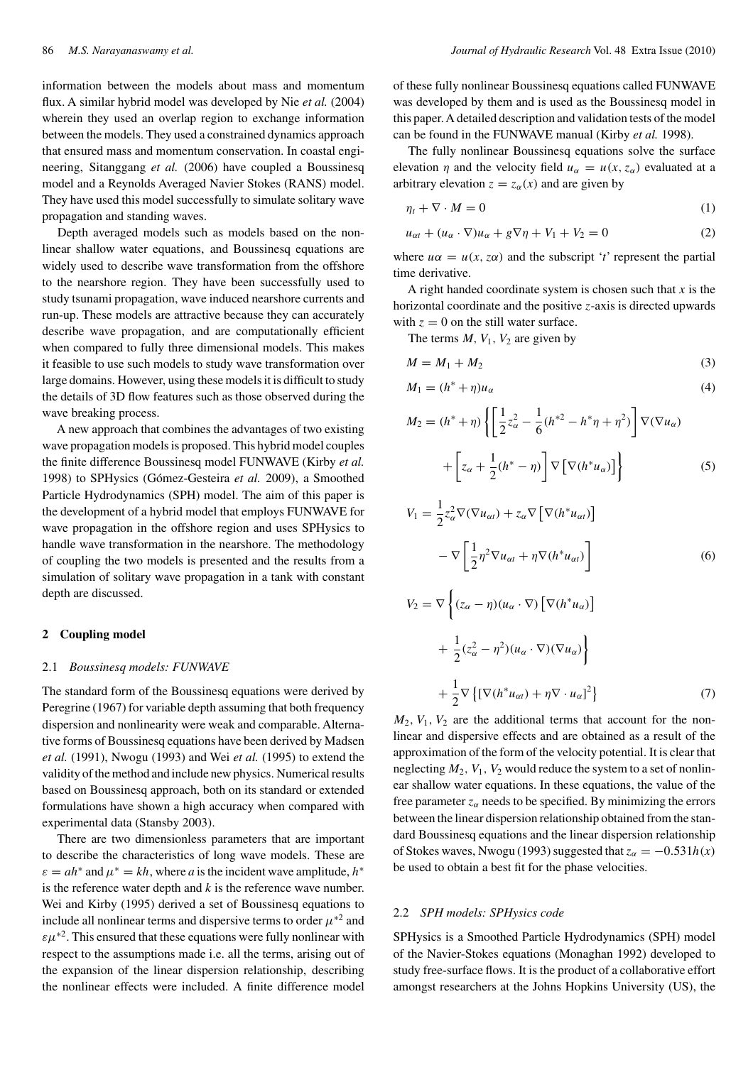information between the models about mass and momentum flux. A similar hybrid model was developed by Nie *et al.* (2004) wherein they used an overlap region to exchange information between the models. They used a constrained dynamics approach that ensured mass and momentum conservation. In coastal engineering, Sitanggang *et al.* (2006) have coupled a Boussinesq model and a Reynolds Averaged Navier Stokes (RANS) model. They have used this model successfully to simulate solitary wave propagation and standing waves.

Depth averaged models such as models based on the nonlinear shallow water equations, and Boussinesq equations are widely used to describe wave transformation from the offshore to the nearshore region. They have been successfully used to study tsunami propagation, wave induced nearshore currents and run-up. These models are attractive because they can accurately describe wave propagation, and are computationally efficient when compared to fully three dimensional models. This makes it feasible to use such models to study wave transformation over large domains. However, using these models it is difficult to study the details of 3D flow features such as those observed during the wave breaking process.

A new approach that combines the advantages of two existing wave propagation models is proposed. This hybrid model couples the finite difference Boussinesq model FUNWAVE (Kirby *et al.* 1998) to SPHysics (Gómez-Gesteira *et al.* 2009), a Smoothed Particle Hydrodynamics (SPH) model. The aim of this paper is the development of a hybrid model that employs FUNWAVE for wave propagation in the offshore region and uses SPHysics to handle wave transformation in the nearshore. The methodology of coupling the two models is presented and the results from a simulation of solitary wave propagation in a tank with constant depth are discussed.

## 2 Coupling model

### 2.1 *Boussinesq models: FUNWAVE*

The standard form of the Boussinesq equations were derived by Peregrine (1967) for variable depth assuming that both frequency dispersion and nonlinearity were weak and comparable. Alternative forms of Boussinesq equations have been derived by Madsen *et al.* (1991), Nwogu (1993) and Wei *et al.* (1995) to extend the validity of the method and include new physics. Numerical results based on Boussinesq approach, both on its standard or extended formulations have shown a high accuracy when compared with experimental data (Stansby 2003).

There are two dimensionless parameters that are important to describe the characteristics of long wave models. These are $\varepsilon = ah^*$ and $\mu^* = kh$, where $a$ is the incident wave amplitude, $h^*$ is the reference water depth and $k$ is the reference wave number. Wei and Kirby (1995) derived a set of Boussinesq equations to include all nonlinear terms and dispersive terms to order $\mu^{*2}$ and $\varepsilon\mu^{*2}$. This ensured that these equations were fully nonlinear with respect to the assumptions made i.e. all the terms, arising out of the expansion of the linear dispersion relationship, describing the nonlinear effects were included. A finite difference model of these fully nonlinear Boussinesq equations called FUNWAVE was developed by them and is used as the Boussinesq model in this paper. A detailed description and validation tests of the model can be found in the FUNWAVE manual (Kirby *et al.* 1998).

The fully nonlinear Boussinesq equations solve the surface elevation $\eta$ and the velocity field $u_\alpha = u(x, z_\alpha)$ evaluated at a arbitrary elevation $z = z_\alpha(x)$ and are given by

$$\eta_t + \nabla \cdot M = 0 \tag{1}$$

$$u_{\alpha t} + (u_\alpha \cdot \nabla)u_\alpha + g\nabla\eta + V_1 + V_2 = 0 \tag{2}$$

where $u\alpha = u(x, z\alpha)$ and the subscript '$t$' represent the partial time derivative.

A right handed coordinate system is chosen such that $x$ is the horizontal coordinate and the positive $z$-axis is directed upwards with $z = 0$ on the still water surface.

The terms $M$, $V_1$, $V_2$ are given by

$$M = M_1 + M_2 \tag{3}$$

$$M_1 = (h^* + \eta)u_\alpha \tag{4}$$

$$M_2 = (h^* + \eta)\left\{\left[\frac{1}{2}z_\alpha^2 - \frac{1}{6}(h^{*2} - h^*\eta + \eta^2)\right]\nabla(\nabla u_\alpha) + \left[z_\alpha + \frac{1}{2}(h^* - \eta)\right]\nabla\left[\nabla(h^* u_\alpha)\right]\right\} \tag{5}$$

$$V_1 = \frac{1}{2}z_\alpha^2\nabla(\nabla u_{\alpha t}) + z_\alpha\nabla\left[\nabla(h^* u_{\alpha t})\right] - \nabla\left[\frac{1}{2}\eta^2\nabla u_{\alpha t} + \eta\nabla(h^* u_{\alpha t})\right] \tag{6}$$

$$V_2 = \nabla\left\{(z_\alpha - \eta)(u_\alpha \cdot \nabla)\left[\nabla(h^* u_\alpha)\right] + \frac{1}{2}(z_\alpha^2 - \eta^2)(u_\alpha \cdot \nabla)(\nabla u_\alpha)\right\} + \frac{1}{2}\nabla\left\{\left[\nabla(h^* u_{\alpha t}) + \eta\nabla \cdot u_\alpha\right]^2\right\} \tag{7}$$

$M_2$, $V_1$, $V_2$ are the additional terms that account for the nonlinear and dispersive effects and are obtained as a result of the approximation of the form of the velocity potential. It is clear that neglecting $M_2$, $V_1$, $V_2$ would reduce the system to a set of nonlinear shallow water equations. In these equations, the value of the free parameter $z_\alpha$ needs to be specified. By minimizing the errors between the linear dispersion relationship obtained from the standard Boussinesq equations and the linear dispersion relationship of Stokes waves, Nwogu (1993) suggested that $z_\alpha = -0.531h(x)$ be used to obtain a best fit for the phase velocities.

### 2.2 *SPH models: SPHysics code*

SPHysics is a Smoothed Particle Hydrodynamics (SPH) model of the Navier-Stokes equations (Monaghan 1992) developed to study free-surface flows. It is the product of a collaborative effort amongst researchers at the Johns Hopkins University (US), the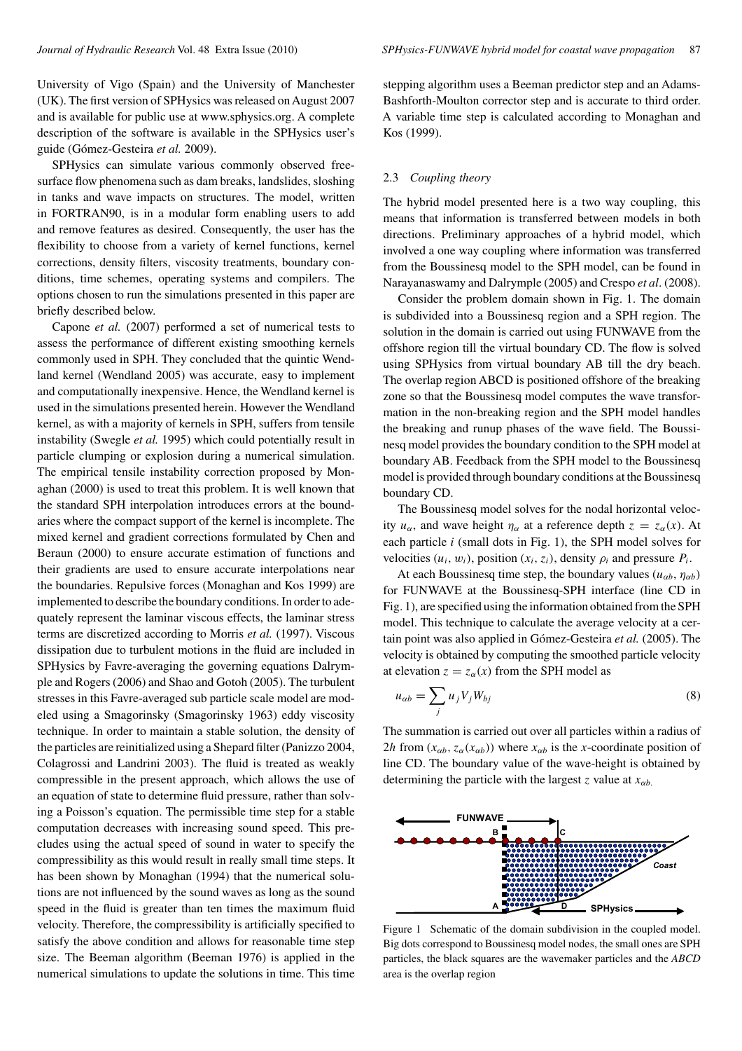University of Vigo (Spain) and the University of Manchester (UK). The first version of SPHysics was released on August 2007 and is available for public use at www.sphysics.org. A complete description of the software is available in the SPHysics user's guide (Gómez-Gesteira *et al.* 2009).

SPHysics can simulate various commonly observed free-surface flow phenomena such as dam breaks, landslides, sloshing in tanks and wave impacts on structures. The model, written in FORTRAN90, is in a modular form enabling users to add and remove features as desired. Consequently, the user has the flexibility to choose from a variety of kernel functions, kernel corrections, density filters, viscosity treatments, boundary conditions, time schemes, operating systems and compilers. The options chosen to run the simulations presented in this paper are briefly described below.

Capone *et al.* (2007) performed a set of numerical tests to assess the performance of different existing smoothing kernels commonly used in SPH. They concluded that the quintic Wendland kernel (Wendland 2005) was accurate, easy to implement and computationally inexpensive. Hence, the Wendland kernel is used in the simulations presented herein. However the Wendland kernel, as with a majority of kernels in SPH, suffers from tensile instability (Swegle *et al.* 1995) which could potentially result in particle clumping or explosion during a numerical simulation. The empirical tensile instability correction proposed by Monaghan (2000) is used to treat this problem. It is well known that the standard SPH interpolation introduces errors at the boundaries where the compact support of the kernel is incomplete. The mixed kernel and gradient corrections formulated by Chen and Beraun (2000) to ensure accurate estimation of functions and their gradients are used to ensure accurate interpolations near the boundaries. Repulsive forces (Monaghan and Kos 1999) are implemented to describe the boundary conditions. In order to adequately represent the laminar viscous effects, the laminar stress terms are discretized according to Morris *et al.* (1997). Viscous dissipation due to turbulent motions in the fluid are included in SPHysics by Favre-averaging the governing equations Dalrymple and Rogers (2006) and Shao and Gotoh (2005). The turbulent stresses in this Favre-averaged sub particle scale model are modeled using a Smagorinsky (Smagorinsky 1963) eddy viscosity technique. In order to maintain a stable solution, the density of the particles are reinitialized using a Shepard filter (Panizzo 2004, Colagrossi and Landrini 2003). The fluid is treated as weakly compressible in the present approach, which allows the use of an equation of state to determine fluid pressure, rather than solving a Poisson's equation. The permissible time step for a stable computation decreases with increasing sound speed. This precludes using the actual speed of sound in water to specify the compressibility as this would result in really small time steps. It has been shown by Monaghan (1994) that the numerical solutions are not influenced by the sound waves as long as the sound speed in the fluid is greater than ten times the maximum fluid velocity. Therefore, the compressibility is artificially specified to satisfy the above condition and allows for reasonable time step size. The Beeman algorithm (Beeman 1976) is applied in the numerical simulations to update the solutions in time. This time stepping algorithm uses a Beeman predictor step and an Adams-Bashforth-Moulton corrector step and is accurate to third order. A variable time step is calculated according to Monaghan and Kos (1999).

### 2.3 *Coupling theory*

The hybrid model presented here is a two way coupling, this means that information is transferred between models in both directions. Preliminary approaches of a hybrid model, which involved a one way coupling where information was transferred from the Boussinesq model to the SPH model, can be found in Narayanaswamy and Dalrymple (2005) and Crespo *et al.* (2008).

Consider the problem domain shown in Fig. 1. The domain is subdivided into a Boussinesq region and a SPH region. The solution in the domain is carried out using FUNWAVE from the offshore region till the virtual boundary CD. The flow is solved using SPHysics from virtual boundary AB till the dry beach. The overlap region ABCD is positioned offshore of the breaking zone so that the Boussinesq model computes the wave transformation in the non-breaking region and the SPH model handles the breaking and runup phases of the wave field. The Boussinesq model provides the boundary condition to the SPH model at boundary AB. Feedback from the SPH model to the Boussinesq model is provided through boundary conditions at the Boussinesq boundary CD.

The Boussinesq model solves for the nodal horizontal velocity $u_\alpha$, and wave height $\eta_\alpha$ at a reference depth $z = z_\alpha(x)$. At each particle $i$ (small dots in Fig. 1), the SPH model solves for velocities $(u_i, w_i)$, position $(x_i, z_i)$, density $\rho_i$ and pressure $P_i$.

At each Boussinesq time step, the boundary values $(u_{\alpha b}, \eta_{\alpha b})$ for FUNWAVE at the Boussinesq-SPH interface (line CD in Fig. 1), are specified using the information obtained from the SPH model. This technique to calculate the average velocity at a certain point was also applied in Gómez-Gesteira *et al.* (2005). The velocity is obtained by computing the smoothed particle velocity at elevation $z = z_\alpha(x)$ from the SPH model as

$$u_{\alpha b} = \sum_j u_j V_j W_{bj} \tag{8}$$

The summation is carried out over all particles within a radius of $2h$ from $(x_{\alpha b}, z_\alpha(x_{\alpha b}))$ where $x_{\alpha b}$ is the $x$-coordinate position of line CD. The boundary value of the wave-height is obtained by determining the particle with the largest $z$ value at $x_{\alpha b}$.

Figure 1 Schematic of the domain subdivision in the coupled model. Big dots correspond to Boussinesq model nodes, the small ones are SPH particles, the black squares are the wavemaker particles and the *ABCD* area is the overlap region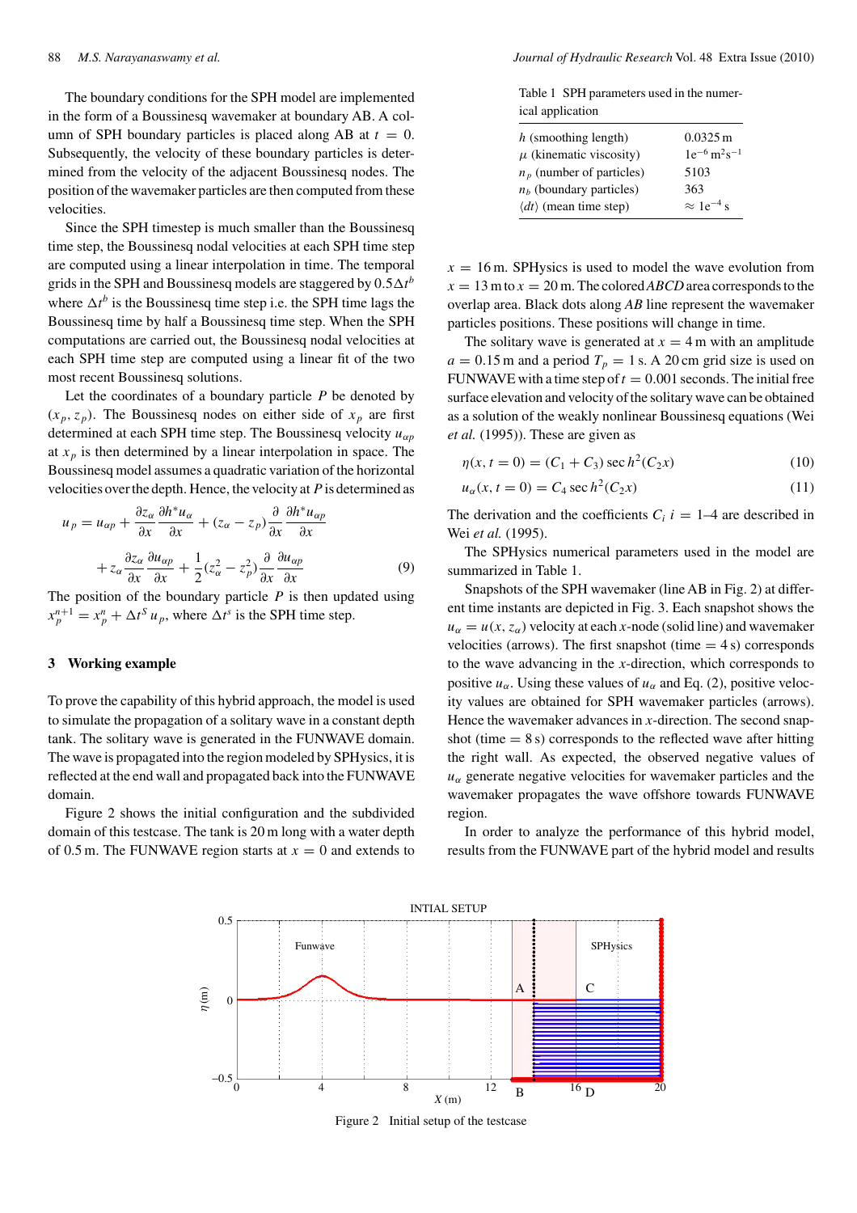The boundary conditions for the SPH model are implemented in the form of a Boussinesq wavemaker at boundary AB. A column of SPH boundary particles is placed along AB at $t = 0$. Subsequently, the velocity of these boundary particles is determined from the velocity of the adjacent Boussinesq nodes. The position of the wavemaker particles are then computed from these velocities.

Since the SPH timestep is much smaller than the Boussinesq time step, the Boussinesq nodal velocities at each SPH time step are computed using a linear interpolation in time. The temporal grids in the SPH and Boussinesq models are staggered by $0.5\Delta t^b$ where $\Delta t^b$ is the Boussinesq time step i.e. the SPH time lags the Boussinesq time by half a Boussinesq time step. When the SPH computations are carried out, the Boussinesq nodal velocities at each SPH time step are computed using a linear fit of the two most recent Boussinesq solutions.

Let the coordinates of a boundary particle $P$ be denoted by $(x_p, z_p)$. The Boussinesq nodes on either side of $x_p$ are first determined at each SPH time step. The Boussinesq velocity $u_{\alpha p}$ at $x_p$ is then determined by a linear interpolation in space. The Boussinesq model assumes a quadratic variation of the horizontal velocities over the depth. Hence, the velocity at $P$ is determined as

$$u_p = u_{\alpha p} + \frac{\partial z_\alpha}{\partial x}\frac{\partial h^* u_\alpha}{\partial x} + (z_\alpha - z_p)\frac{\partial}{\partial x}\frac{\partial h^* u_{\alpha p}}{\partial x} + z_\alpha \frac{\partial z_\alpha}{\partial x}\frac{\partial u_{\alpha p}}{\partial x} + \frac{1}{2}(z_\alpha^2 - z_p^2)\frac{\partial}{\partial x}\frac{\partial u_{\alpha p}}{\partial x} \tag{9}$$

The position of the boundary particle $P$ is then updated using $x_p^{n+1} = x_p^n + \Delta t^S u_p$, where $\Delta t^s$ is the SPH time step.

## 3 Working example

To prove the capability of this hybrid approach, the model is used to simulate the propagation of a solitary wave in a constant depth tank. The solitary wave is generated in the FUNWAVE domain. The wave is propagated into the region modeled by SPHysics, it is reflected at the end wall and propagated back into the FUNWAVE domain.

Figure 2 shows the initial configuration and the subdivided domain of this testcase. The tank is 20 m long with a water depth of 0.5 m. The FUNWAVE region starts at $x = 0$ and extends to $x = 16$ m. SPHysics is used to model the wave evolution from $x = 13$ m to $x = 20$ m. The colored *ABCD* area corresponds to the overlap area. Black dots along *AB* line represent the wavemaker particles positions. These positions will change in time.

The solitary wave is generated at $x = 4$ m with an amplitude $a = 0.15$ m and a period $T_p = 1$ s. A 20 cm grid size is used on FUNWAVE with a time step of $t = 0.001$ seconds. The initial free surface elevation and velocity of the solitary wave can be obtained as a solution of the weakly nonlinear Boussinesq equations (Wei *et al.* (1995)). These are given as

$$\eta(x, t = 0) = (C_1 + C_3)\,\mathrm{sec}\,h^2(C_2 x) \tag{10}$$

$$u_\alpha(x, t = 0) = C_4\,\mathrm{sec}\,h^2(C_2 x) \tag{11}$$

The derivation and the coefficients $C_i$ $i = 1$–$4$ are described in Wei *et al.* (1995).

The SPHysics numerical parameters used in the model are summarized in Table 1.

Table 1 SPH parameters used in the numerical application

| | |
|---|---|
| $h$ (smoothing length) | 0.0325 m |
| $\mu$ (kinematic viscosity) | $1e^{-6}$ m$^2$s$^{-1}$ |
| $n_p$ (number of particles) | 5103 |
| $n_b$ (boundary particles) | 363 |
| $\langle dt \rangle$ (mean time step) | $\approx 1e^{-4}$ s |

Snapshots of the SPH wavemaker (line AB in Fig. 2) at different time instants are depicted in Fig. 3. Each snapshot shows the $u_\alpha = u(x, z_\alpha)$ velocity at each $x$-node (solid line) and wavemaker velocities (arrows). The first snapshot (time = 4 s) corresponds to the wave advancing in the $x$-direction, which corresponds to positive $u_\alpha$. Using these values of $u_\alpha$ and Eq. (2), positive velocity values are obtained for SPH wavemaker particles (arrows). Hence the wavemaker advances in $x$-direction. The second snapshot (time = 8 s) corresponds to the reflected wave after hitting the right wall. As expected, the observed negative values of $u_\alpha$ generate negative velocities for wavemaker particles and the wavemaker propagates the wave offshore towards FUNWAVE region.

In order to analyze the performance of this hybrid model, results from the FUNWAVE part of the hybrid model and results

Figure 2 Initial setup of the testcase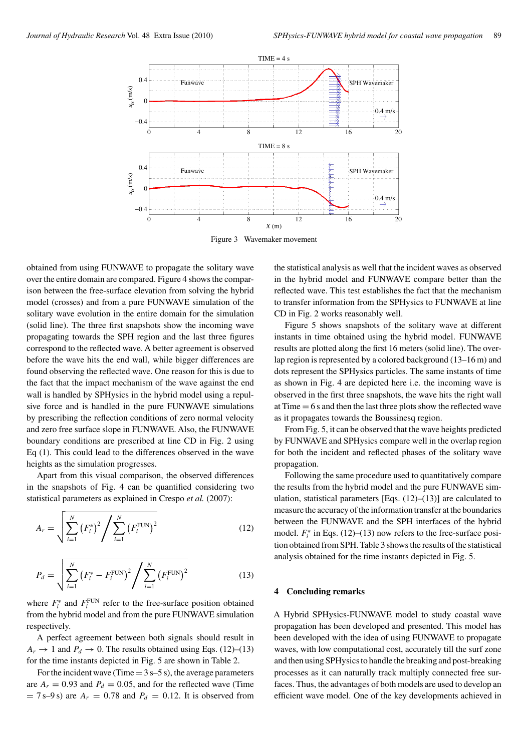Figure 3 Wavemaker movement

obtained from using FUNWAVE to propagate the solitary wave over the entire domain are compared. Figure 4 shows the comparison between the free-surface elevation from solving the hybrid model (crosses) and from a pure FUNWAVE simulation of the solitary wave evolution in the entire domain for the simulation (solid line). The three first snapshots show the incoming wave propagating towards the SPH region and the last three figures correspond to the reflected wave. A better agreement is observed before the wave hits the end wall, while bigger differences are found observing the reflected wave. One reason for this is due to the fact that the impact mechanism of the wave against the end wall is handled by SPHysics in the hybrid model using a repulsive force and is handled in the pure FUNWAVE simulations by prescribing the reflection conditions of zero normal velocity and zero free surface slope in FUNWAVE. Also, the FUNWAVE boundary conditions are prescribed at line CD in Fig. 2 using Eq (1). This could lead to the differences observed in the wave heights as the simulation progresses.

Apart from this visual comparison, the observed differences in the snapshots of Fig. 4 can be quantified considering two statistical parameters as explained in Crespo *et al.* (2007):

$$A_r = \sqrt{\sum_{i=1}^{N} \left(F_i^*\right)^2 \bigg/ \sum_{i=1}^{N} \left(F_i^{\mathrm{FUN}}\right)^2} \tag{12}$$

$$P_d = \sqrt{\sum_{i=1}^{N} \left(F_i^* - F_i^{\mathrm{FUN}}\right)^2 \bigg/ \sum_{i=1}^{N} \left(F_i^{\mathrm{FUN}}\right)^2} \tag{13}$$

where $F_i^*$ and $F_i^{\mathrm{FUN}}$ refer to the free-surface position obtained from the hybrid model and from the pure FUNWAVE simulation respectively.

A perfect agreement between both signals should result in $A_r \to 1$ and $P_d \to 0$. The results obtained using Eqs. (12)–(13) for the time instants depicted in Fig. 5 are shown in Table 2.

For the incident wave (Time = 3 s–5 s), the average parameters are $A_r = 0.93$ and $P_d = 0.05$, and for the reflected wave (Time = 7 s–9 s) are $A_r = 0.78$ and $P_d = 0.12$. It is observed from the statistical analysis as well that the incident waves as observed in the hybrid model and FUNWAVE compare better than the reflected wave. This test establishes the fact that the mechanism to transfer information from the SPHysics to FUNWAVE at line CD in Fig. 2 works reasonably well.

Figure 5 shows snapshots of the solitary wave at different instants in time obtained using the hybrid model. FUNWAVE results are plotted along the first 16 meters (solid line). The overlap region is represented by a colored background (13–16 m) and dots represent the SPHysics particles. The same instants of time as shown in Fig. 4 are depicted here i.e. the incoming wave is observed in the first three snapshots, the wave hits the right wall at Time = 6 s and then the last three plots show the reflected wave as it propagates towards the Boussinesq region.

From Fig. 5, it can be observed that the wave heights predicted by FUNWAVE and SPHysics compare well in the overlap region for both the incident and reflected phases of the solitary wave propagation.

Following the same procedure used to quantitatively compare the results from the hybrid model and the pure FUNWAVE simulation, statistical parameters [Eqs. (12)–(13)] are calculated to measure the accuracy of the information transfer at the boundaries between the FUNWAVE and the SPH interfaces of the hybrid model. $F_i^*$ in Eqs. (12)–(13) now refers to the free-surface position obtained from SPH. Table 3 shows the results of the statistical analysis obtained for the time instants depicted in Fig. 5.

## 4 Concluding remarks

A Hybrid SPHysics-FUNWAVE model to study coastal wave propagation has been developed and presented. This model has been developed with the idea of using FUNWAVE to propagate waves, with low computational cost, accurately till the surf zone and then using SPHysics to handle the breaking and post-breaking processes as it can naturally track multiply connected free surfaces. Thus, the advantages of both models are used to develop an efficient wave model. One of the key developments achieved in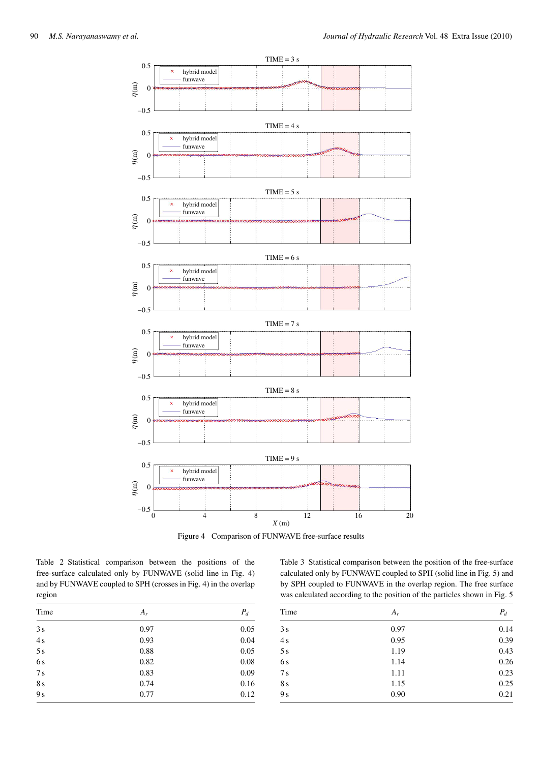Figure 4 Comparison of FUNWAVE free-surface results

Table 2 Statistical comparison between the positions of the free-surface calculated only by FUNWAVE (solid line in Fig. 4) and by FUNWAVE coupled to SPH (crosses in Fig. 4) in the overlap region

| Time | $A_r$ | $P_d$ |
|---|---|---|
| 3 s | 0.97 | 0.05 |
| 4 s | 0.93 | 0.04 |
| 5 s | 0.88 | 0.05 |
| 6 s | 0.82 | 0.08 |
| 7 s | 0.83 | 0.09 |
| 8 s | 0.74 | 0.16 |
| 9 s | 0.77 | 0.12 |

Table 3 Statistical comparison between the position of the free-surface calculated only by FUNWAVE coupled to SPH (solid line in Fig. 5) and by SPH coupled to FUNWAVE in the overlap region. The free surface was calculated according to the position of the particles shown in Fig. 5

| Time | $A_r$ | $P_d$ |
|---|---|---|
| 3 s | 0.97 | 0.14 |
| 4 s | 0.95 | 0.39 |
| 5 s | 1.19 | 0.43 |
| 6 s | 1.14 | 0.26 |
| 7 s | 1.11 | 0.23 |
| 8 s | 1.15 | 0.25 |
| 9 s | 0.90 | 0.21 |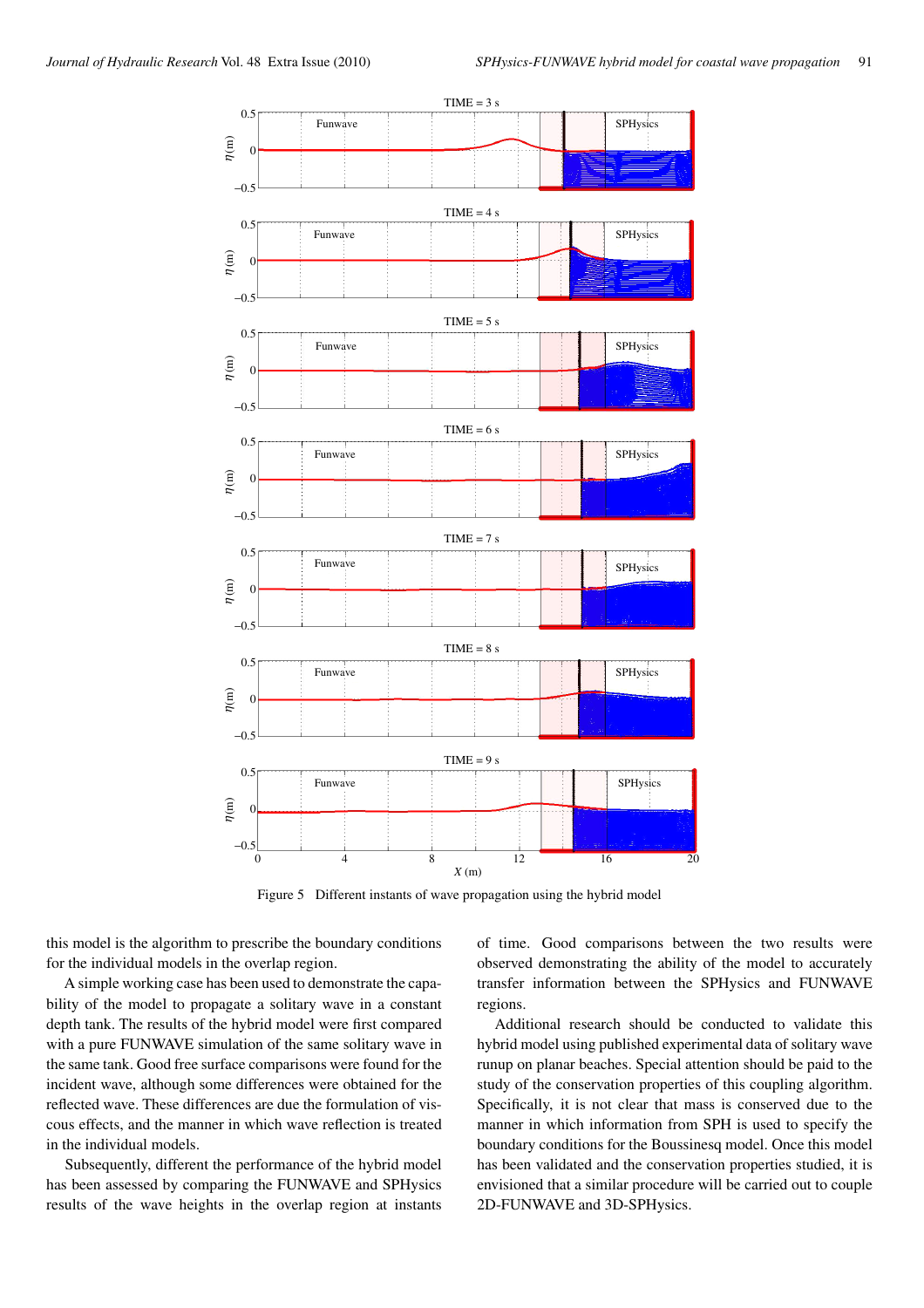Figure 5 Different instants of wave propagation using the hybrid model

this model is the algorithm to prescribe the boundary conditions for the individual models in the overlap region.

A simple working case has been used to demonstrate the capability of the model to propagate a solitary wave in a constant depth tank. The results of the hybrid model were first compared with a pure FUNWAVE simulation of the same solitary wave in the same tank. Good free surface comparisons were found for the incident wave, although some differences were obtained for the reflected wave. These differences are due the formulation of viscous effects, and the manner in which wave reflection is treated in the individual models.

Subsequently, different the performance of the hybrid model has been assessed by comparing the FUNWAVE and SPHysics results of the wave heights in the overlap region at instants of time. Good comparisons between the two results were observed demonstrating the ability of the model to accurately transfer information between the SPHysics and FUNWAVE regions.

Additional research should be conducted to validate this hybrid model using published experimental data of solitary wave runup on planar beaches. Special attention should be paid to the study of the conservation properties of this coupling algorithm. Specifically, it is not clear that mass is conserved due to the manner in which information from SPH is used to specify the boundary conditions for the Boussinesq model. Once this model has been validated and the conservation properties studied, it is envisioned that a similar procedure will be carried out to couple 2D-FUNWAVE and 3D-SPHysics.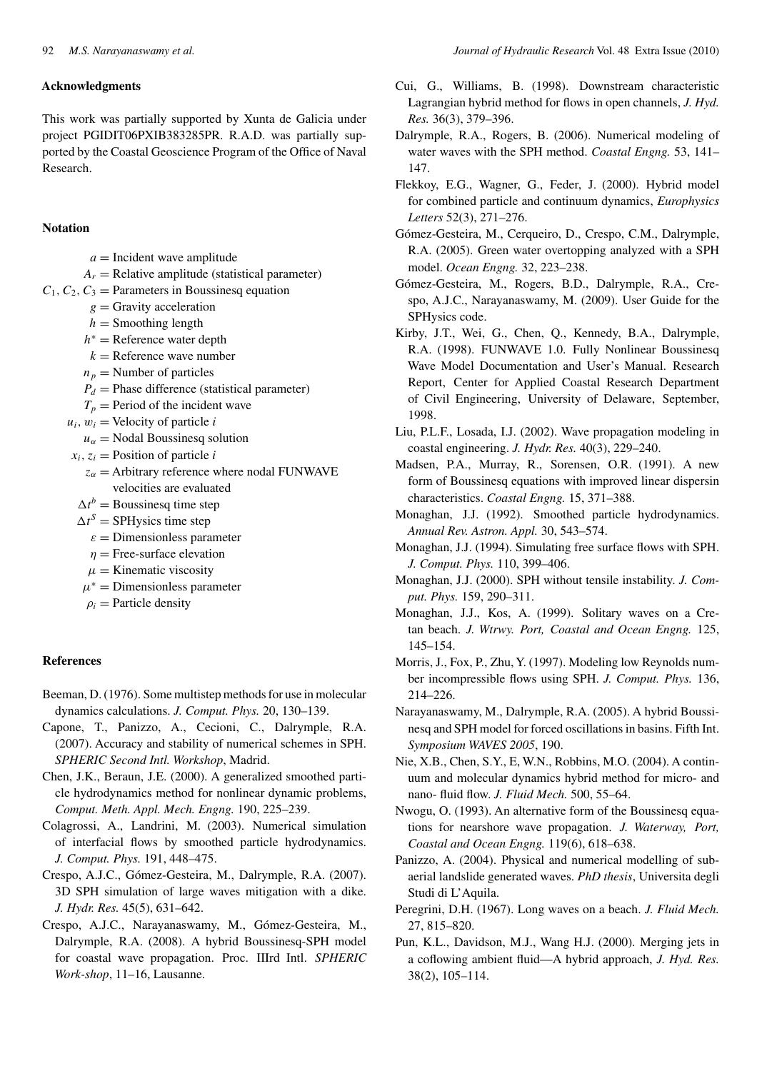## Acknowledgments

This work was partially supported by Xunta de Galicia under project PGIDIT06PXIB383285PR. R.A.D. was partially supported by the Coastal Geoscience Program of the Office of Naval Research.

## Notation

$a$ = Incident wave amplitude
$A_r$ = Relative amplitude (statistical parameter)
$C_1, C_2, C_3$ = Parameters in Boussinesq equation
$g$ = Gravity acceleration
$h$ = Smoothing length
$h^*$ = Reference water depth
$k$ = Reference wave number
$n_p$ = Number of particles
$P_d$ = Phase difference (statistical parameter)
$T_p$ = Period of the incident wave
$u_i, w_i$ = Velocity of particle $i$
$u_\alpha$ = Nodal Boussinesq solution
$x_i, z_i$ = Position of particle $i$
$z_\alpha$ = Arbitrary reference where nodal FUNWAVE velocities are evaluated
$\Delta t^b$ = Boussinesq time step
$\Delta t^S$ = SPHysics time step
$\varepsilon$ = Dimensionless parameter
$\eta$ = Free-surface elevation
$\mu$ = Kinematic viscosity
$\mu^*$ = Dimensionless parameter
$\rho_i$ = Particle density

## References

Beeman, D. (1976). Some multistep methods for use in molecular dynamics calculations. *J. Comput. Phys.* 20, 130–139.

Capone, T., Panizzo, A., Cecioni, C., Dalrymple, R.A. (2007). Accuracy and stability of numerical schemes in SPH. *SPHERIC Second Intl. Workshop*, Madrid.

Chen, J.K., Beraun, J.E. (2000). A generalized smoothed particle hydrodynamics method for nonlinear dynamic problems, *Comput. Meth. Appl. Mech. Engng.* 190, 225–239.

Colagrossi, A., Landrini, M. (2003). Numerical simulation of interfacial flows by smoothed particle hydrodynamics. *J. Comput. Phys.* 191, 448–475.

Crespo, A.J.C., Gómez-Gesteira, M., Dalrymple, R.A. (2007). 3D SPH simulation of large waves mitigation with a dike. *J. Hydr. Res.* 45(5), 631–642.

Crespo, A.J.C., Narayanaswamy, M., Gómez-Gesteira, M., Dalrymple, R.A. (2008). A hybrid Boussinesq-SPH model for coastal wave propagation. Proc. IIIrd Intl. *SPHERIC Work-shop*, 11–16, Lausanne.

Cui, G., Williams, B. (1998). Downstream characteristic Lagrangian hybrid method for flows in open channels, *J. Hyd. Res.* 36(3), 379–396.

Dalrymple, R.A., Rogers, B. (2006). Numerical modeling of water waves with the SPH method. *Coastal Engng.* 53, 141–147.

Flekkoy, E.G., Wagner, G., Feder, J. (2000). Hybrid model for combined particle and continuum dynamics, *Europhysics Letters* 52(3), 271–276.

Gómez-Gesteira, M., Cerqueiro, D., Crespo, C.M., Dalrymple, R.A. (2005). Green water overtopping analyzed with a SPH model. *Ocean Engng.* 32, 223–238.

Gómez-Gesteira, M., Rogers, B.D., Dalrymple, R.A., Crespo, A.J.C., Narayanaswamy, M. (2009). User Guide for the SPHysics code.

Kirby, J.T., Wei, G., Chen, Q., Kennedy, B.A., Dalrymple, R.A. (1998). FUNWAVE 1.0. Fully Nonlinear Boussinesq Wave Model Documentation and User's Manual. Research Report, Center for Applied Coastal Research Department of Civil Engineering, University of Delaware, September, 1998.

Liu, P.L.F., Losada, I.J. (2002). Wave propagation modeling in coastal engineering. *J. Hydr. Res.* 40(3), 229–240.

Madsen, P.A., Murray, R., Sorensen, O.R. (1991). A new form of Boussinesq equations with improved linear dispersin characteristics. *Coastal Engng.* 15, 371–388.

Monaghan, J.J. (1992). Smoothed particle hydrodynamics. *Annual Rev. Astron. Appl.* 30, 543–574.

Monaghan, J.J. (1994). Simulating free surface flows with SPH. *J. Comput. Phys.* 110, 399–406.

Monaghan, J.J. (2000). SPH without tensile instability. *J. Comput. Phys.* 159, 290–311.

Monaghan, J.J., Kos, A. (1999). Solitary waves on a Cretan beach. *J. Wtrwy. Port, Coastal and Ocean Engng.* 125, 145–154.

Morris, J., Fox, P., Zhu, Y. (1997). Modeling low Reynolds number incompressible flows using SPH. *J. Comput. Phys.* 136, 214–226.

Narayanaswamy, M., Dalrymple, R.A. (2005). A hybrid Boussinesq and SPH model for forced oscillations in basins. Fifth Int. *Symposium WAVES 2005*, 190.

Nie, X.B., Chen, S.Y., E, W.N., Robbins, M.O. (2004). A continuum and molecular dynamics hybrid method for micro- and nano- fluid flow. *J. Fluid Mech.* 500, 55–64.

Nwogu, O. (1993). An alternative form of the Boussinesq equations for nearshore wave propagation. *J. Waterway, Port, Coastal and Ocean Engng.* 119(6), 618–638.

Panizzo, A. (2004). Physical and numerical modelling of subaerial landslide generated waves. *PhD thesis*, Universita degli Studi di L'Aquila.

Peregrini, D.H. (1967). Long waves on a beach. *J. Fluid Mech.* 27, 815–820.

Pun, K.L., Davidson, M.J., Wang H.J. (2000). Merging jets in a coflowing ambient fluid—A hybrid approach, *J. Hyd. Res.* 38(2), 105–114.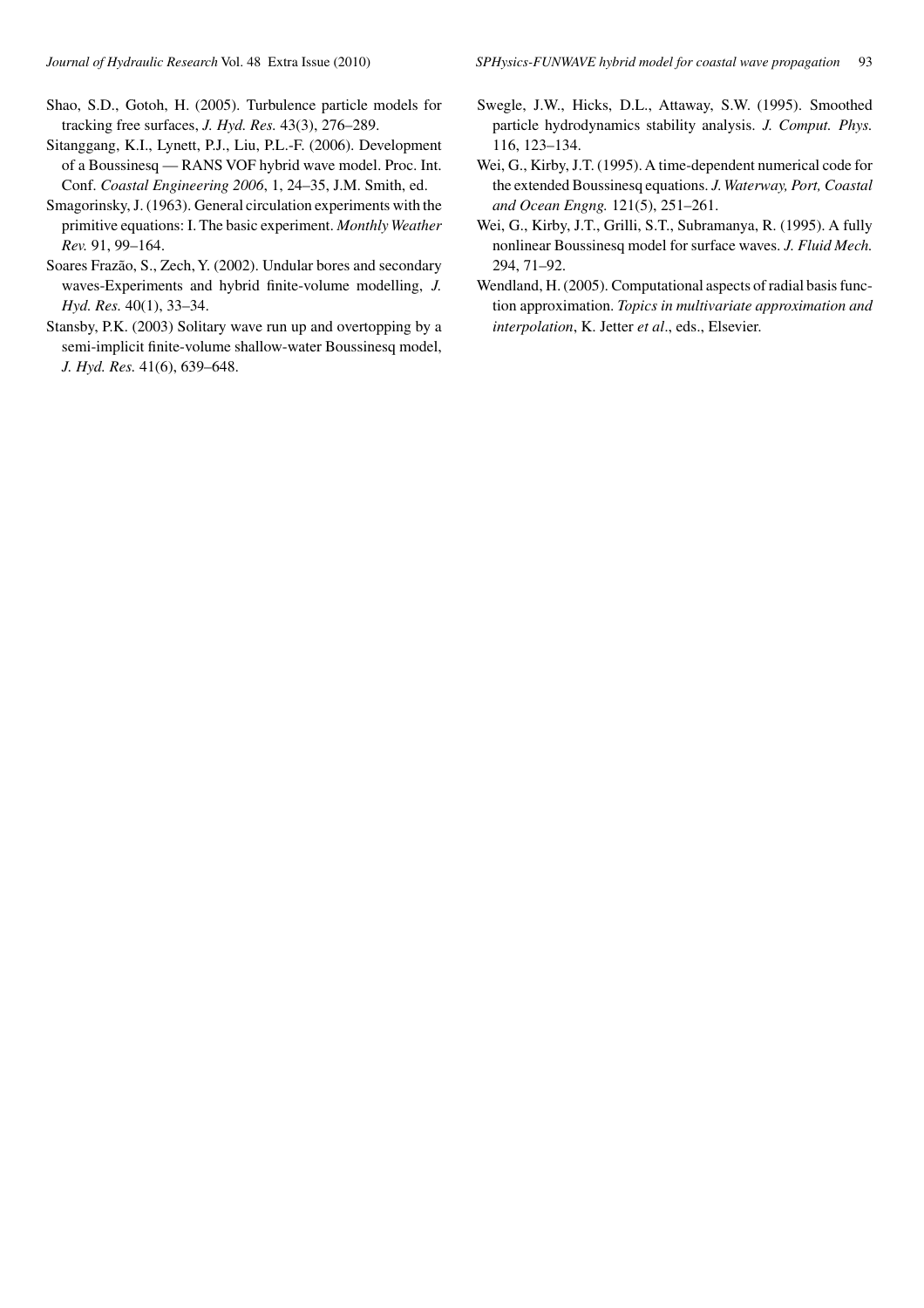Shao, S.D., Gotoh, H. (2005). Turbulence particle models for tracking free surfaces, *J. Hyd. Res.* 43(3), 276–289.

Sitanggang, K.I., Lynett, P.J., Liu, P.L.-F. (2006). Development of a Boussinesq — RANS VOF hybrid wave model. Proc. Int. Conf. *Coastal Engineering 2006*, 1, 24–35, J.M. Smith, ed.

Smagorinsky, J. (1963). General circulation experiments with the primitive equations: I. The basic experiment. *Monthly Weather Rev.* 91, 99–164.

Soares Frazão, S., Zech, Y. (2002). Undular bores and secondary waves-Experiments and hybrid finite-volume modelling, *J. Hyd. Res.* 40(1), 33–34.

Stansby, P.K. (2003) Solitary wave run up and overtopping by a semi-implicit finite-volume shallow-water Boussinesq model, *J. Hyd. Res.* 41(6), 639–648.

Swegle, J.W., Hicks, D.L., Attaway, S.W. (1995). Smoothed particle hydrodynamics stability analysis. *J. Comput. Phys.* 116, 123–134.

Wei, G., Kirby, J.T. (1995). A time-dependent numerical code for the extended Boussinesq equations. *J. Waterway, Port, Coastal and Ocean Engng.* 121(5), 251–261.

Wei, G., Kirby, J.T., Grilli, S.T., Subramanya, R. (1995). A fully nonlinear Boussinesq model for surface waves. *J. Fluid Mech.* 294, 71–92.

Wendland, H. (2005). Computational aspects of radial basis function approximation. *Topics in multivariate approximation and interpolation*, K. Jetter *et al*., eds., Elsevier.